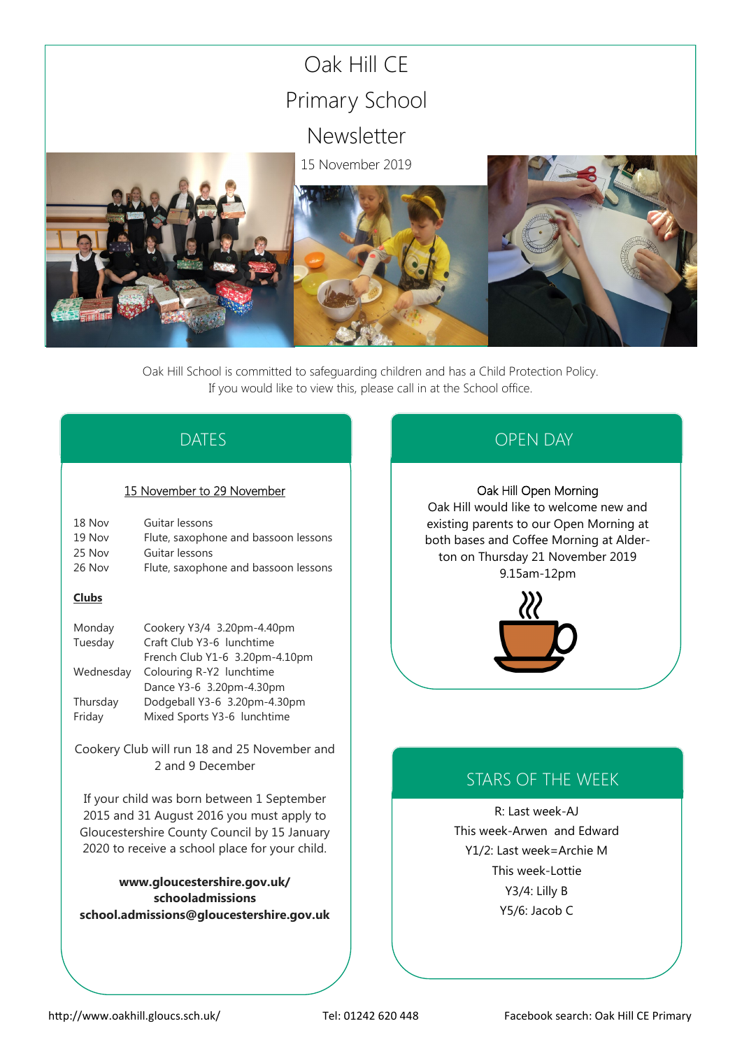# Oak Hill CE Primary School Newsletter

15 November 2019

Oak Hill School is committed to safeguarding children and has a Child Protection Policy.
If you would like to view this, please call in at the School office.

## DATES

15 November to 29 November

| | |
|---|---|
| 18 Nov | Guitar lessons |
| 19 Nov | Flute, saxophone and bassoon lessons |
| 25 Nov | Guitar lessons |
| 26 Nov | Flute, saxophone and bassoon lessons |

**Clubs**

| | |
|---|---|
| Monday | Cookery Y3/4 3.20pm-4.40pm |
| Tuesday | Craft Club Y3-6 lunchtime |
| | French Club Y1-6 3.20pm-4.10pm |
| Wednesday | Colouring R-Y2 lunchtime |
| | Dance Y3-6 3.20pm-4.30pm |
| Thursday | Dodgeball Y3-6 3.20pm-4.30pm |
| Friday | Mixed Sports Y3-6 lunchtime |

Cookery Club will run 18 and 25 November and 2 and 9 December

If your child was born between 1 September 2015 and 31 August 2016 you must apply to Gloucestershire County Council by 15 January 2020 to receive a school place for your child.

**www.gloucestershire.gov.uk/schooladmissions**
**school.admissions@gloucestershire.gov.uk**

## OPEN DAY

Oak Hill Open Morning

Oak Hill would like to welcome new and existing parents to our Open Morning at both bases and Coffee Morning at Alderton on Thursday 21 November 2019 9.15am-12pm

## STARS OF THE WEEK

R: Last week-AJ
This week-Arwen and Edward
Y1/2: Last week=Archie M
This week-Lottie
Y3/4: Lilly B
Y5/6: Jacob C

http://www.oakhill.gloucs.sch.uk/ Tel: 01242 620 448 Facebook search: Oak Hill CE Primary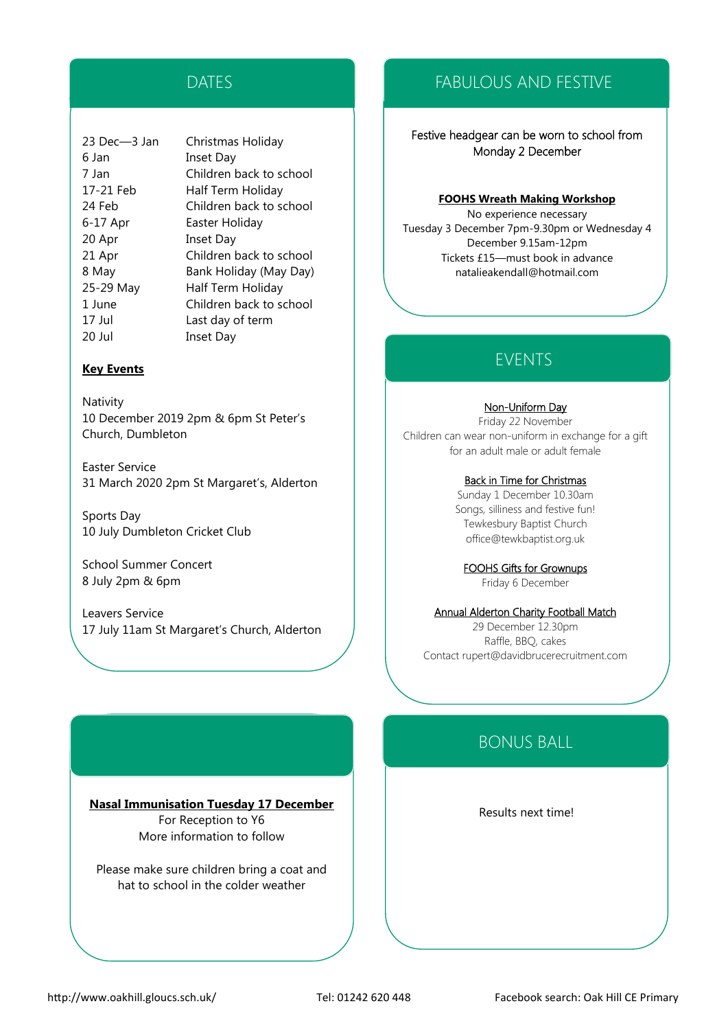## DATES

| | |
|---|---|
| 23 Dec—3 Jan | Christmas Holiday |
| 6 Jan | Inset Day |
| 7 Jan | Children back to school |
| 17-21 Feb | Half Term Holiday |
| 24 Feb | Children back to school |
| 6-17 Apr | Easter Holiday |
| 20 Apr | Inset Day |
| 21 Apr | Children back to school |
| 8 May | Bank Holiday (May Day) |
| 25-29 May | Half Term Holiday |
| 1 June | Children back to school |
| 17 Jul | Last day of term |
| 20 Jul | Inset Day |

**Key Events**

Nativity
10 December 2019 2pm & 6pm St Peter's Church, Dumbleton

Easter Service
31 March 2020 2pm St Margaret's, Alderton

Sports Day
10 July Dumbleton Cricket Club

School Summer Concert
8 July 2pm & 6pm

Leavers Service
17 July 11am St Margaret's Church, Alderton

## FABULOUS AND FESTIVE

Festive headgear can be worn to school from Monday 2 December

**FOOHS Wreath Making Workshop**
No experience necessary
Tuesday 3 December 7pm-9.30pm or Wednesday 4 December 9.15am-12pm
Tickets £15—must book in advance
natalieakendall@hotmail.com

## EVENTS

Non-Uniform Day
Friday 22 November
Children can wear non-uniform in exchange for a gift for an adult male or adult female

Back in Time for Christmas
Sunday 1 December 10.30am
Songs, silliness and festive fun!
Tewkesbury Baptist Church
office@tewkbaptist.org.uk

FOOHS Gifts for Grownups
Friday 6 December

Annual Alderton Charity Football Match
29 December 12.30pm
Raffle, BBQ, cakes
Contact rupert@davidbrucerecruitment.com

**Nasal Immunisation Tuesday 17 December**
For Reception to Y6
More information to follow

Please make sure children bring a coat and hat to school in the colder weather

## BONUS BALL

Results next time!

http://www.oakhill.gloucs.sch.uk/ Tel: 01242 620 448 Facebook search: Oak Hill CE Primary